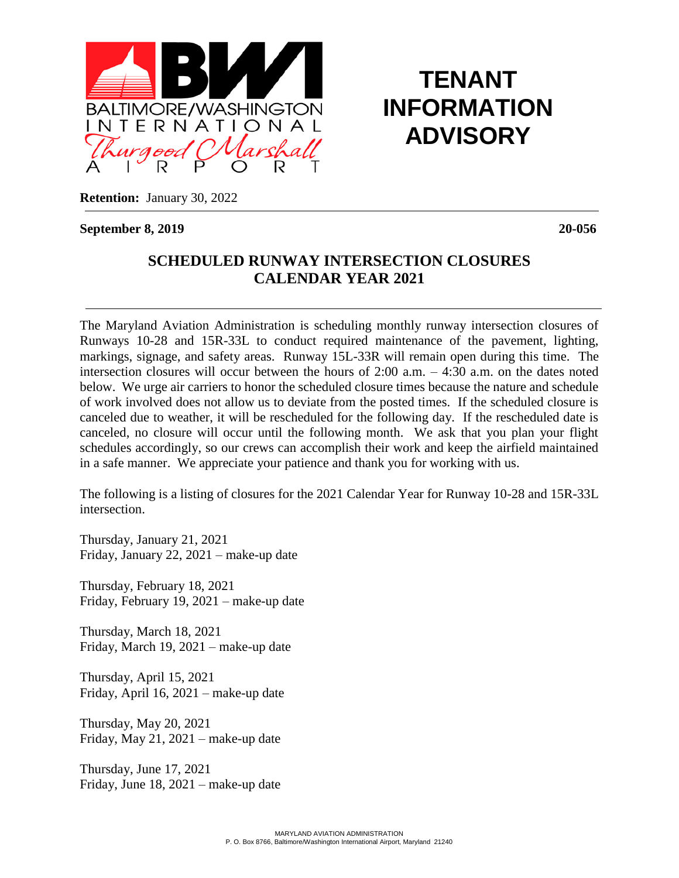BALTIMORE/WASHINGTON INTERNATIONAL Thurgood Marshall AIRPORT

# TENANT INFORMATION ADVISORY

**Retention:** January 30, 2022

**September 8, 2019** **20-056**

## SCHEDULED RUNWAY INTERSECTION CLOSURES CALENDAR YEAR 2021

The Maryland Aviation Administration is scheduling monthly runway intersection closures of Runways 10-28 and 15R-33L to conduct required maintenance of the pavement, lighting, markings, signage, and safety areas. Runway 15L-33R will remain open during this time. The intersection closures will occur between the hours of 2:00 a.m. – 4:30 a.m. on the dates noted below. We urge air carriers to honor the scheduled closure times because the nature and schedule of work involved does not allow us to deviate from the posted times. If the scheduled closure is canceled due to weather, it will be rescheduled for the following day. If the rescheduled date is canceled, no closure will occur until the following month. We ask that you plan your flight schedules accordingly, so our crews can accomplish their work and keep the airfield maintained in a safe manner. We appreciate your patience and thank you for working with us.

The following is a listing of closures for the 2021 Calendar Year for Runway 10-28 and 15R-33L intersection.

Thursday, January 21, 2021
Friday, January 22, 2021 – make-up date

Thursday, February 18, 2021
Friday, February 19, 2021 – make-up date

Thursday, March 18, 2021
Friday, March 19, 2021 – make-up date

Thursday, April 15, 2021
Friday, April 16, 2021 – make-up date

Thursday, May 20, 2021
Friday, May 21, 2021 – make-up date

Thursday, June 17, 2021
Friday, June 18, 2021 – make-up date

MARYLAND AVIATION ADMINISTRATION
P. O. Box 8766, Baltimore/Washington International Airport, Maryland 21240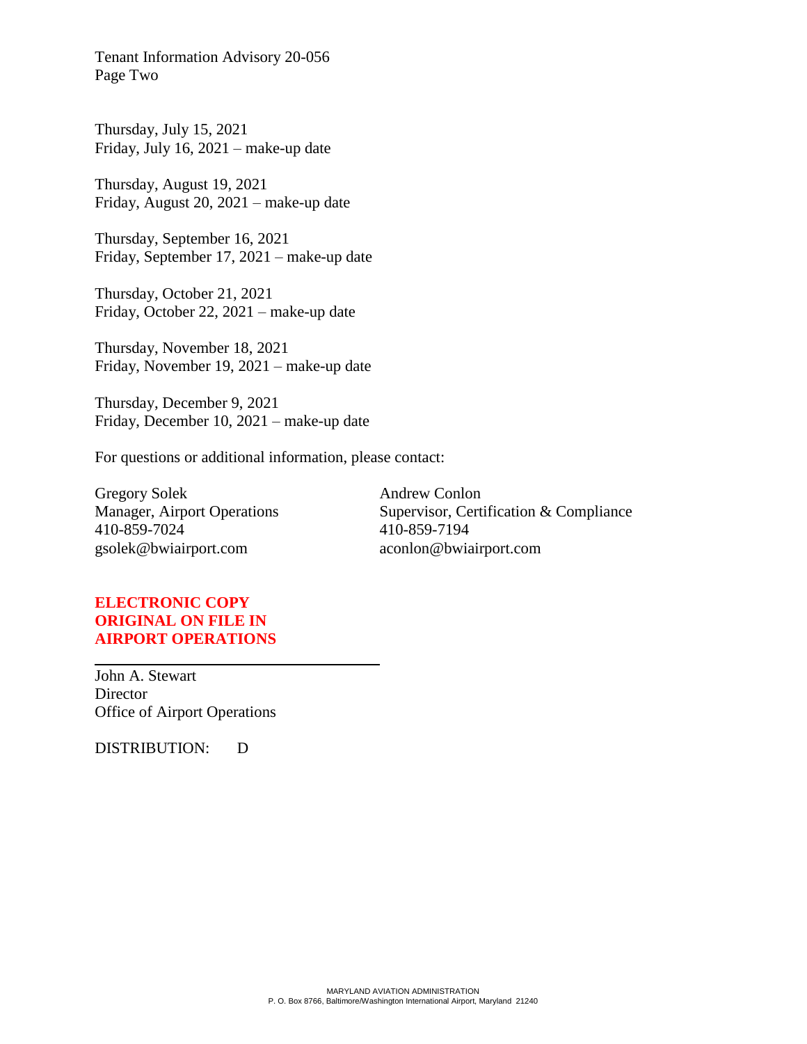Thursday, July 15, 2021
Friday, July 16, 2021 – make-up date

Thursday, August 19, 2021
Friday, August 20, 2021 – make-up date

Thursday, September 16, 2021
Friday, September 17, 2021 – make-up date

Thursday, October 21, 2021
Friday, October 22, 2021 – make-up date

Thursday, November 18, 2021
Friday, November 19, 2021 – make-up date

Thursday, December 9, 2021
Friday, December 10, 2021 – make-up date

For questions or additional information, please contact:

Gregory Solek
Manager, Airport Operations
410-859-7024
gsolek@bwiairport.com

Andrew Conlon
Supervisor, Certification & Compliance
410-859-7194
aconlon@bwiairport.com

**ELECTRONIC COPY**
**ORIGINAL ON FILE IN**
**AIRPORT OPERATIONS**

John A. Stewart
Director
Office of Airport Operations

DISTRIBUTION: D

MARYLAND AVIATION ADMINISTRATION
P. O. Box 8766, Baltimore/Washington International Airport, Maryland 21240